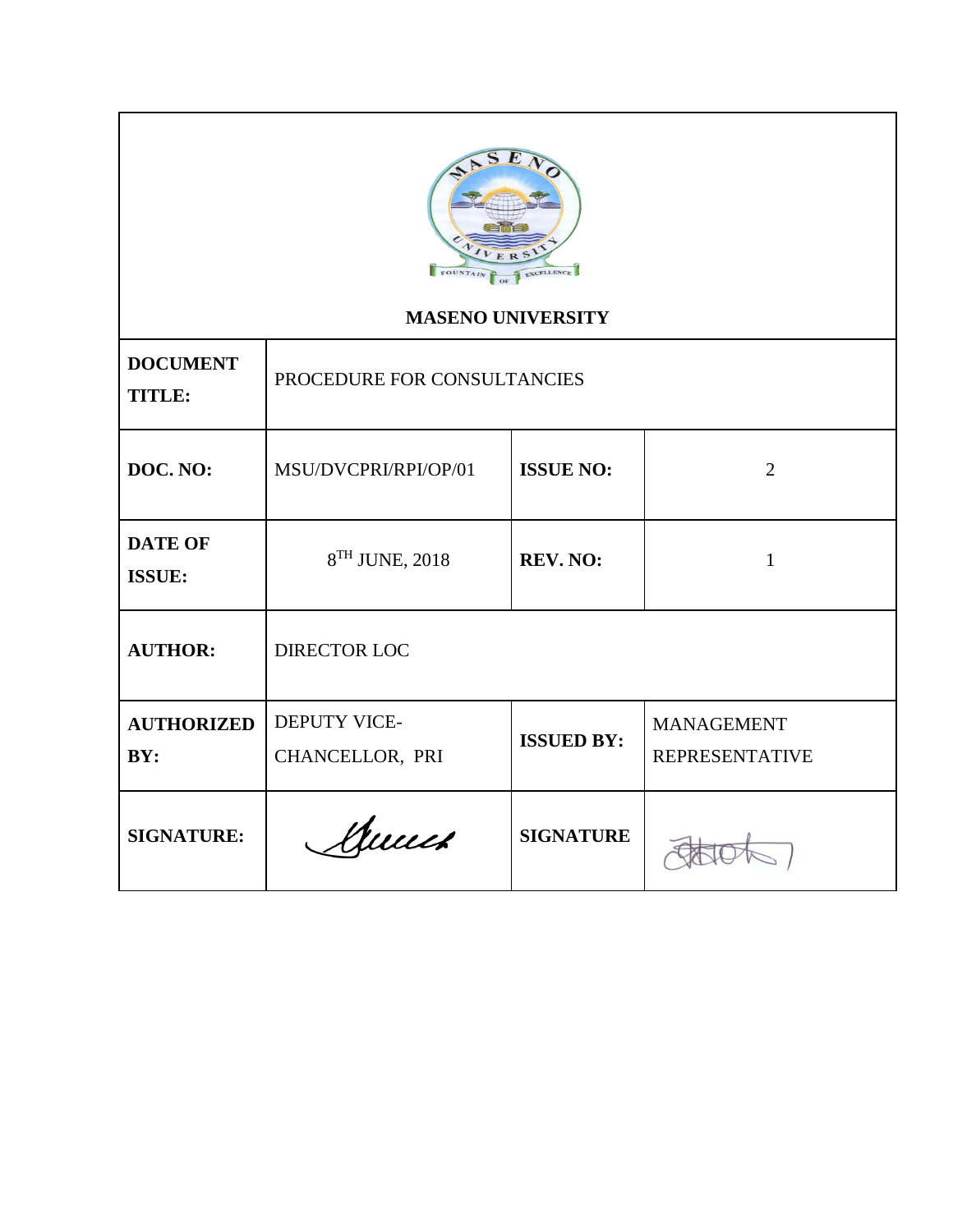**MASENO UNIVERSITY**

| | | | |
|---|---|---|---|
| **DOCUMENT TITLE:** | PROCEDURE FOR CONSULTANCIES | | |
| **DOC. NO:** | MSU/DVCPRI/RPI/OP/01 | **ISSUE NO:** | 2 |
| **DATE OF ISSUE:** | 8TH JUNE, 2018 | **REV. NO:** | 1 |
| **AUTHOR:** | DIRECTOR LOC | | |
| **AUTHORIZED BY:** | DEPUTY VICE-CHANCELLOR, PRI | **ISSUED BY:** | MANAGEMENT REPRESENTATIVE |
| **SIGNATURE:** | | **SIGNATURE** | |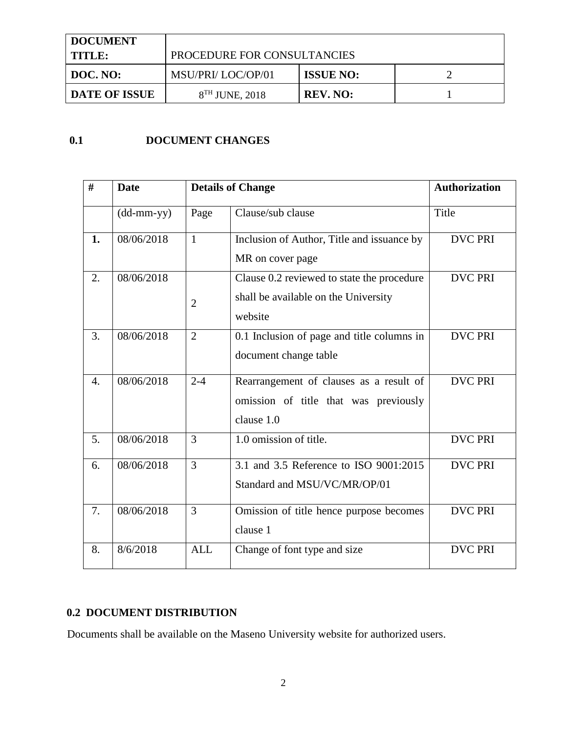| DOCUMENT TITLE: | PROCEDURE FOR CONSULTANCIES | | |
|---|---|---|---|
| DOC. NO: | MSU/PRI/ LOC/OP/01 | ISSUE NO: | 2 |
| DATE OF ISSUE | 8TH JUNE, 2018 | REV. NO: | 1 |

## 0.1 DOCUMENT CHANGES

| # | Date | Details of Change | | Authorization |
|---|---|---|---|---|
| | (dd-mm-yy) | Page | Clause/sub clause | Title |
| **1.** | 08/06/2018 | 1 | Inclusion of Author, Title and issuance by MR on cover page | DVC PRI |
| 2. | 08/06/2018 | 2 | Clause 0.2 reviewed to state the procedure shall be available on the University website | DVC PRI |
| 3. | 08/06/2018 | 2 | 0.1 Inclusion of page and title columns in document change table | DVC PRI |
| 4. | 08/06/2018 | 2-4 | Rearrangement of clauses as a result of omission of title that was previously clause 1.0 | DVC PRI |
| 5. | 08/06/2018 | 3 | 1.0 omission of title. | DVC PRI |
| 6. | 08/06/2018 | 3 | 3.1 and 3.5 Reference to ISO 9001:2015 Standard and MSU/VC/MR/OP/01 | DVC PRI |
| 7. | 08/06/2018 | 3 | Omission of title hence purpose becomes clause 1 | DVC PRI |
| 8. | 8/6/2018 | ALL | Change of font type and size | DVC PRI |

## 0.2 DOCUMENT DISTRIBUTION

Documents shall be available on the Maseno University website for authorized users.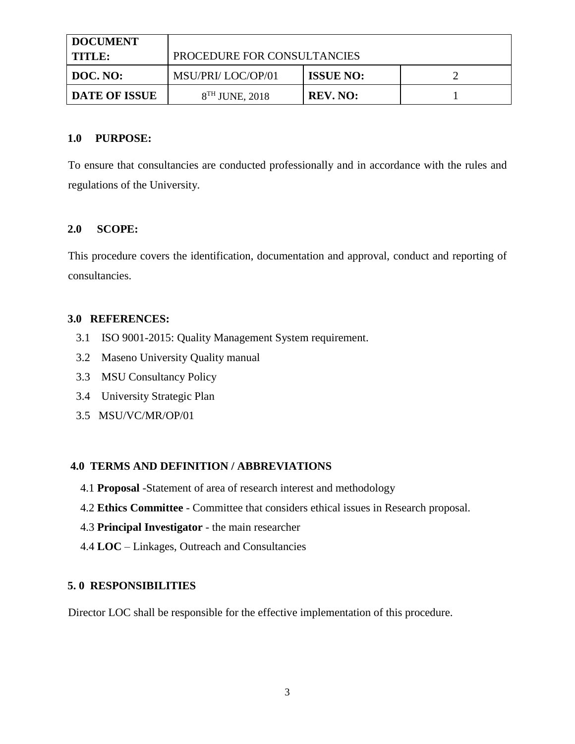| DOCUMENT TITLE: | PROCEDURE FOR CONSULTANCIES | | |
|---|---|---|---|
| DOC. NO: | MSU/PRI/ LOC/OP/01 | ISSUE NO: | 2 |
| DATE OF ISSUE | 8TH JUNE, 2018 | REV. NO: | 1 |

**1.0 PURPOSE:**

To ensure that consultancies are conducted professionally and in accordance with the rules and regulations of the University.

**2.0 SCOPE:**

This procedure covers the identification, documentation and approval, conduct and reporting of consultancies.

**3.0 REFERENCES:**

3.1 ISO 9001-2015: Quality Management System requirement.

3.2 Maseno University Quality manual

3.3 MSU Consultancy Policy

3.4 University Strategic Plan

3.5 MSU/VC/MR/OP/01

**4.0 TERMS AND DEFINITION / ABBREVIATIONS**

4.1 **Proposal** -Statement of area of research interest and methodology

4.2 **Ethics Committee** - Committee that considers ethical issues in Research proposal.

4.3 **Principal Investigator** - the main researcher

4.4 **LOC** – Linkages, Outreach and Consultancies

**5. 0 RESPONSIBILITIES**

Director LOC shall be responsible for the effective implementation of this procedure.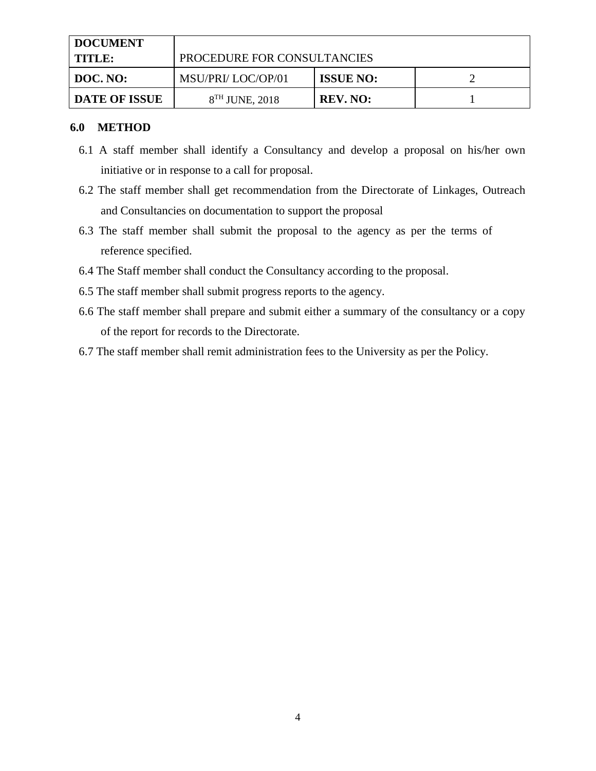## 6.0 METHOD

6.1 A staff member shall identify a Consultancy and develop a proposal on his/her own initiative or in response to a call for proposal.

6.2 The staff member shall get recommendation from the Directorate of Linkages, Outreach and Consultancies on documentation to support the proposal

6.3 The staff member shall submit the proposal to the agency as per the terms of reference specified.

6.4 The Staff member shall conduct the Consultancy according to the proposal.

6.5 The staff member shall submit progress reports to the agency.

6.6 The staff member shall prepare and submit either a summary of the consultancy or a copy of the report for records to the Directorate.

6.7 The staff member shall remit administration fees to the University as per the Policy.